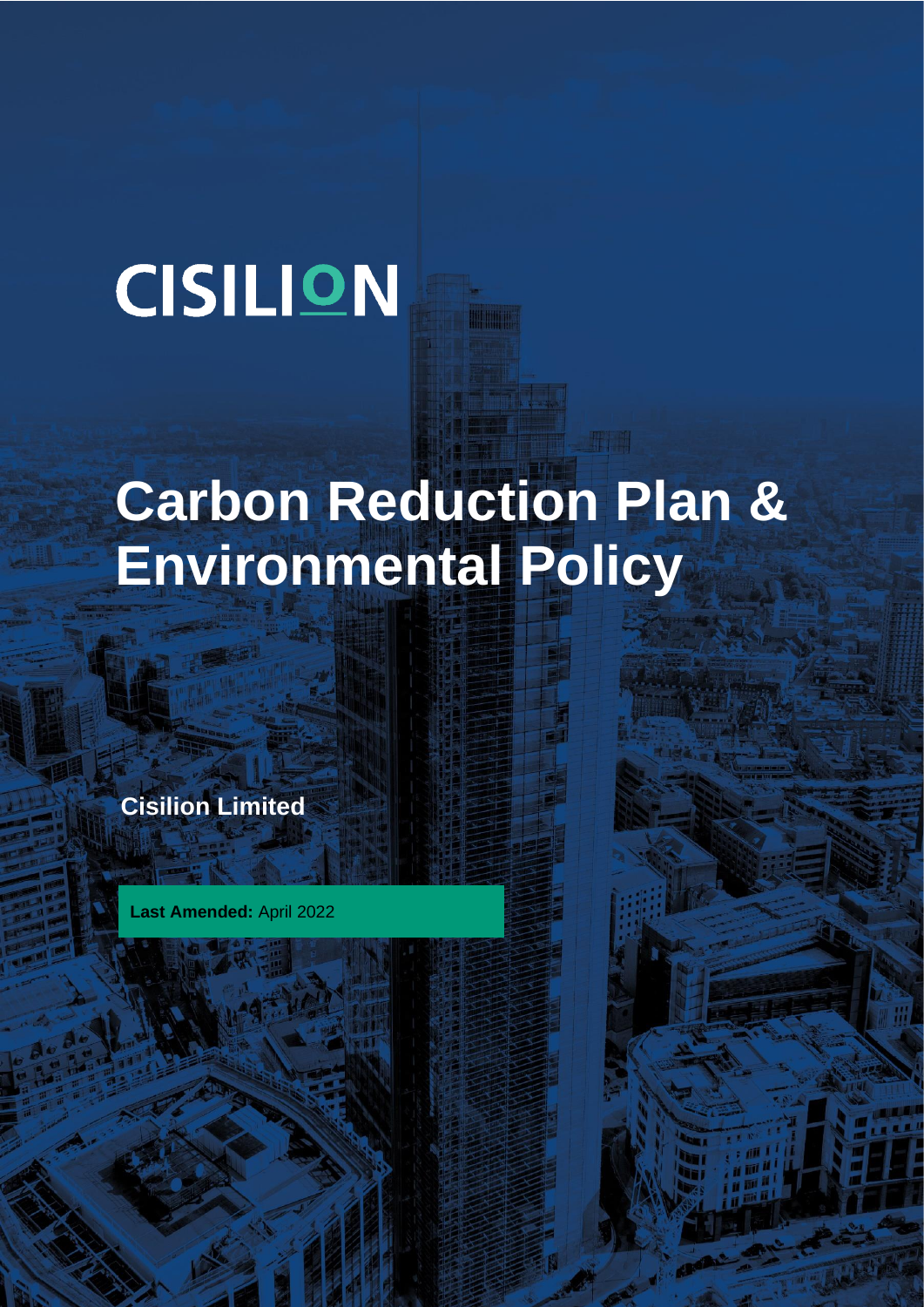CISILION

# Carbon Reduction Plan & Environmental Policy

**Cisilion Limited**

**Last Amended:** April 2022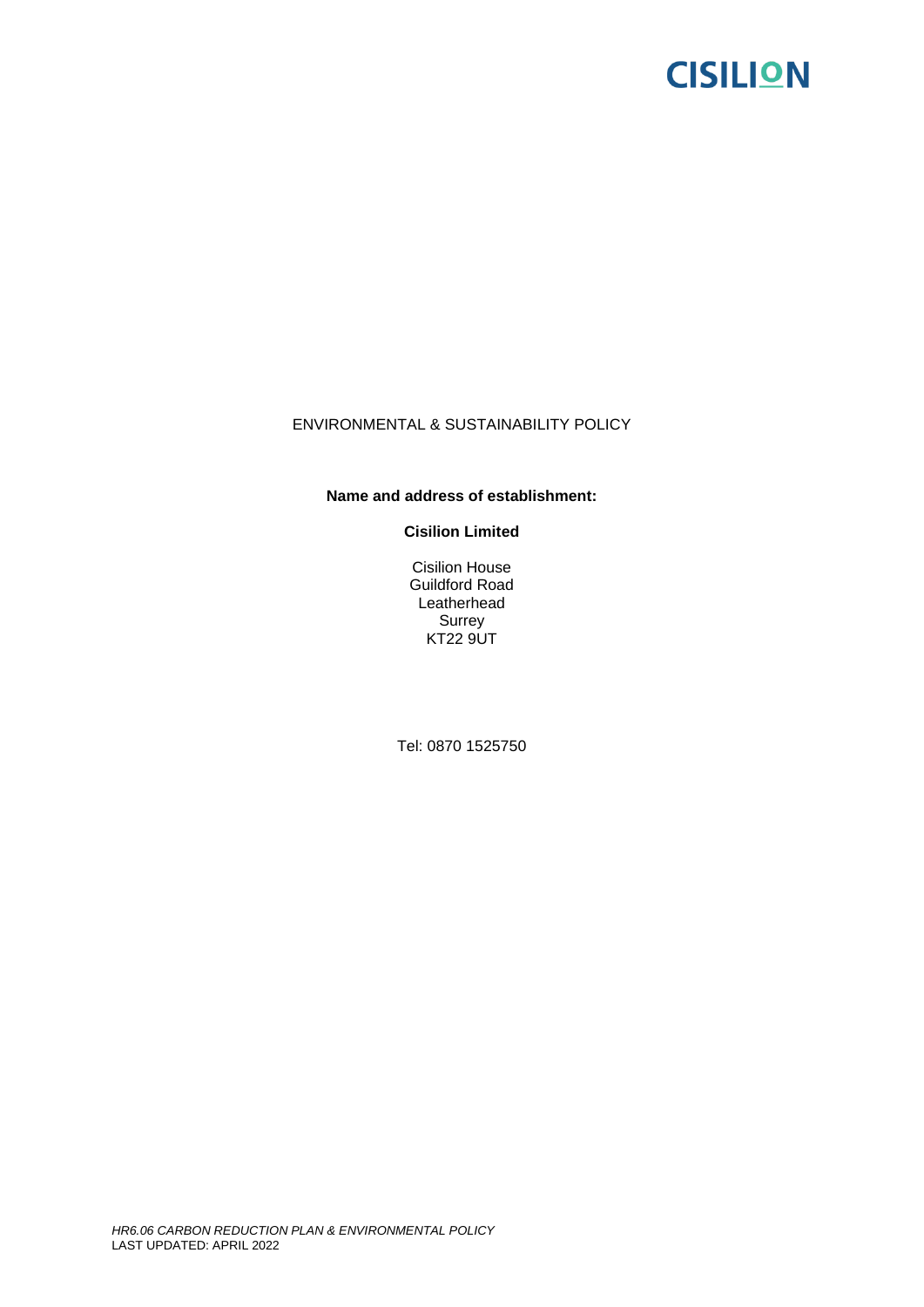ENVIRONMENTAL & SUSTAINABILITY POLICY

**Name and address of establishment:**

**Cisilion Limited**

Cisilion House
Guildford Road
Leatherhead
Surrey
KT22 9UT

Tel: 0870 1525750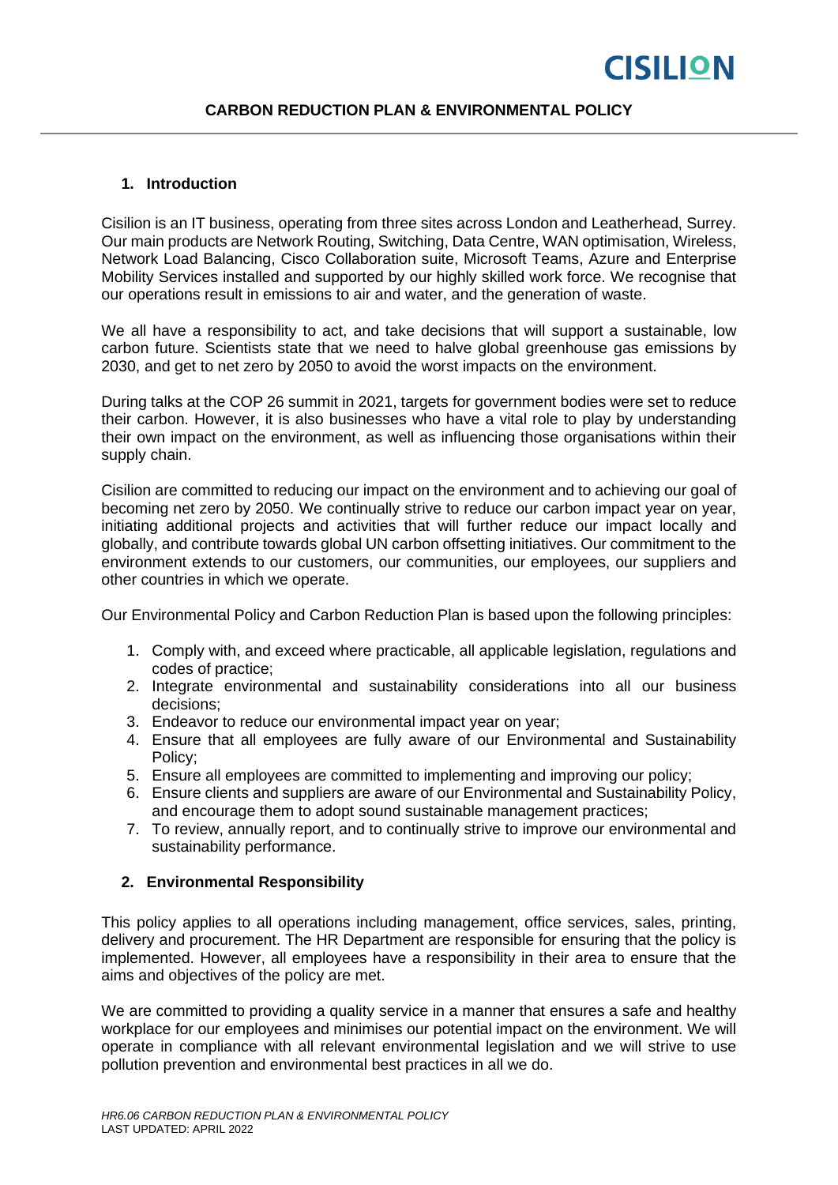# CARBON REDUCTION PLAN & ENVIRONMENTAL POLICY

## 1. Introduction

Cisilion is an IT business, operating from three sites across London and Leatherhead, Surrey. Our main products are Network Routing, Switching, Data Centre, WAN optimisation, Wireless, Network Load Balancing, Cisco Collaboration suite, Microsoft Teams, Azure and Enterprise Mobility Services installed and supported by our highly skilled work force. We recognise that our operations result in emissions to air and water, and the generation of waste.

We all have a responsibility to act, and take decisions that will support a sustainable, low carbon future. Scientists state that we need to halve global greenhouse gas emissions by 2030, and get to net zero by 2050 to avoid the worst impacts on the environment.

During talks at the COP 26 summit in 2021, targets for government bodies were set to reduce their carbon. However, it is also businesses who have a vital role to play by understanding their own impact on the environment, as well as influencing those organisations within their supply chain.

Cisilion are committed to reducing our impact on the environment and to achieving our goal of becoming net zero by 2050. We continually strive to reduce our carbon impact year on year, initiating additional projects and activities that will further reduce our impact locally and globally, and contribute towards global UN carbon offsetting initiatives. Our commitment to the environment extends to our customers, our communities, our employees, our suppliers and other countries in which we operate.

Our Environmental Policy and Carbon Reduction Plan is based upon the following principles:

1. Comply with, and exceed where practicable, all applicable legislation, regulations and codes of practice;
2. Integrate environmental and sustainability considerations into all our business decisions;
3. Endeavor to reduce our environmental impact year on year;
4. Ensure that all employees are fully aware of our Environmental and Sustainability Policy;
5. Ensure all employees are committed to implementing and improving our policy;
6. Ensure clients and suppliers are aware of our Environmental and Sustainability Policy, and encourage them to adopt sound sustainable management practices;
7. To review, annually report, and to continually strive to improve our environmental and sustainability performance.

## 2. Environmental Responsibility

This policy applies to all operations including management, office services, sales, printing, delivery and procurement. The HR Department are responsible for ensuring that the policy is implemented. However, all employees have a responsibility in their area to ensure that the aims and objectives of the policy are met.

We are committed to providing a quality service in a manner that ensures a safe and healthy workplace for our employees and minimises our potential impact on the environment. We will operate in compliance with all relevant environmental legislation and we will strive to use pollution prevention and environmental best practices in all we do.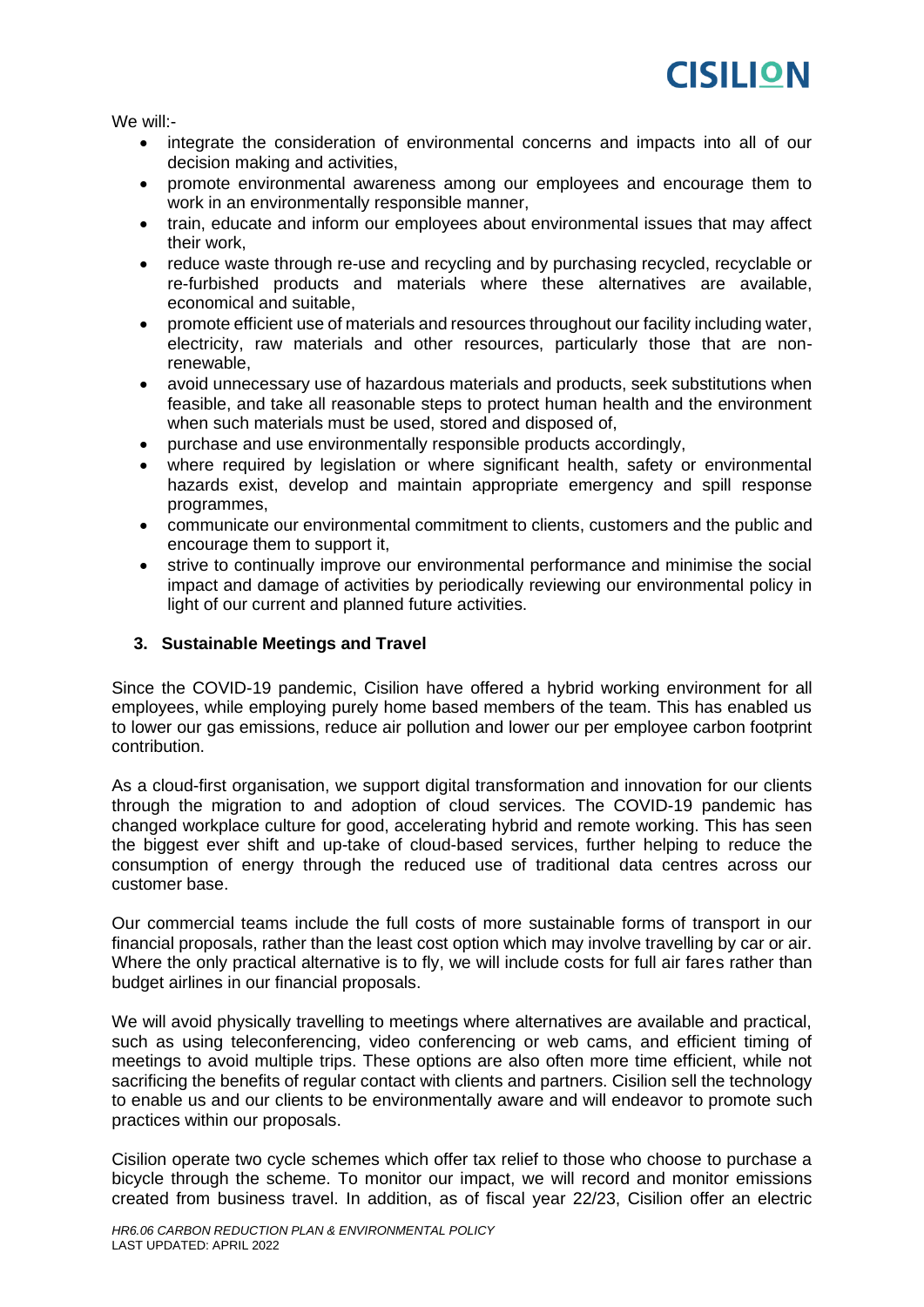We will:-

- integrate the consideration of environmental concerns and impacts into all of our decision making and activities,
- promote environmental awareness among our employees and encourage them to work in an environmentally responsible manner,
- train, educate and inform our employees about environmental issues that may affect their work,
- reduce waste through re-use and recycling and by purchasing recycled, recyclable or re-furbished products and materials where these alternatives are available, economical and suitable,
- promote efficient use of materials and resources throughout our facility including water, electricity, raw materials and other resources, particularly those that are non-renewable,
- avoid unnecessary use of hazardous materials and products, seek substitutions when feasible, and take all reasonable steps to protect human health and the environment when such materials must be used, stored and disposed of,
- purchase and use environmentally responsible products accordingly,
- where required by legislation or where significant health, safety or environmental hazards exist, develop and maintain appropriate emergency and spill response programmes,
- communicate our environmental commitment to clients, customers and the public and encourage them to support it,
- strive to continually improve our environmental performance and minimise the social impact and damage of activities by periodically reviewing our environmental policy in light of our current and planned future activities.

## 3. Sustainable Meetings and Travel

Since the COVID-19 pandemic, Cisilion have offered a hybrid working environment for all employees, while employing purely home based members of the team. This has enabled us to lower our gas emissions, reduce air pollution and lower our per employee carbon footprint contribution.

As a cloud-first organisation, we support digital transformation and innovation for our clients through the migration to and adoption of cloud services. The COVID-19 pandemic has changed workplace culture for good, accelerating hybrid and remote working. This has seen the biggest ever shift and up-take of cloud-based services, further helping to reduce the consumption of energy through the reduced use of traditional data centres across our customer base.

Our commercial teams include the full costs of more sustainable forms of transport in our financial proposals, rather than the least cost option which may involve travelling by car or air. Where the only practical alternative is to fly, we will include costs for full air fares rather than budget airlines in our financial proposals.

We will avoid physically travelling to meetings where alternatives are available and practical, such as using teleconferencing, video conferencing or web cams, and efficient timing of meetings to avoid multiple trips. These options are also often more time efficient, while not sacrificing the benefits of regular contact with clients and partners. Cisilion sell the technology to enable us and our clients to be environmentally aware and will endeavor to promote such practices within our proposals.

Cisilion operate two cycle schemes which offer tax relief to those who choose to purchase a bicycle through the scheme. To monitor our impact, we will record and monitor emissions created from business travel. In addition, as of fiscal year 22/23, Cisilion offer an electric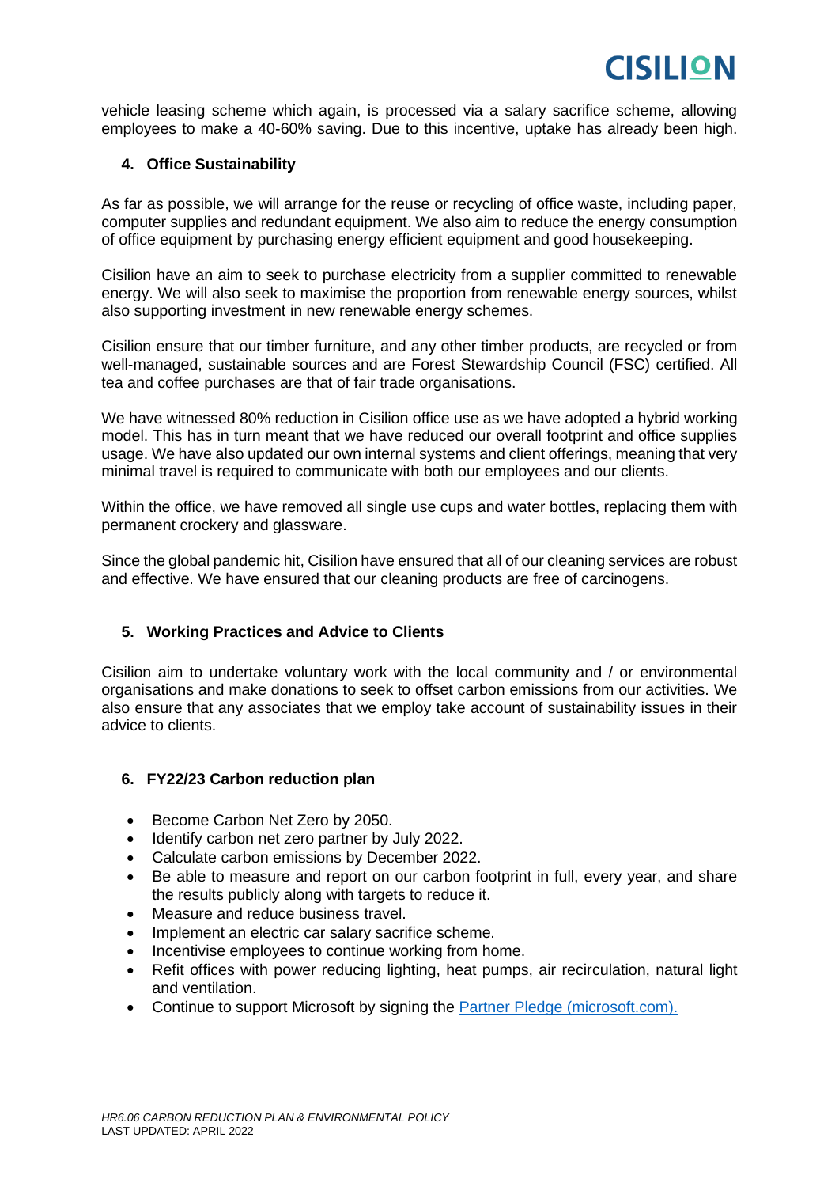vehicle leasing scheme which again, is processed via a salary sacrifice scheme, allowing employees to make a 40-60% saving. Due to this incentive, uptake has already been high.

## 4. Office Sustainability

As far as possible, we will arrange for the reuse or recycling of office waste, including paper, computer supplies and redundant equipment. We also aim to reduce the energy consumption of office equipment by purchasing energy efficient equipment and good housekeeping.

Cisilion have an aim to seek to purchase electricity from a supplier committed to renewable energy. We will also seek to maximise the proportion from renewable energy sources, whilst also supporting investment in new renewable energy schemes.

Cisilion ensure that our timber furniture, and any other timber products, are recycled or from well-managed, sustainable sources and are Forest Stewardship Council (FSC) certified. All tea and coffee purchases are that of fair trade organisations.

We have witnessed 80% reduction in Cisilion office use as we have adopted a hybrid working model. This has in turn meant that we have reduced our overall footprint and office supplies usage. We have also updated our own internal systems and client offerings, meaning that very minimal travel is required to communicate with both our employees and our clients.

Within the office, we have removed all single use cups and water bottles, replacing them with permanent crockery and glassware.

Since the global pandemic hit, Cisilion have ensured that all of our cleaning services are robust and effective. We have ensured that our cleaning products are free of carcinogens.

## 5. Working Practices and Advice to Clients

Cisilion aim to undertake voluntary work with the local community and / or environmental organisations and make donations to seek to offset carbon emissions from our activities. We also ensure that any associates that we employ take account of sustainability issues in their advice to clients.

## 6. FY22/23 Carbon reduction plan

- Become Carbon Net Zero by 2050.
- Identify carbon net zero partner by July 2022.
- Calculate carbon emissions by December 2022.
- Be able to measure and report on our carbon footprint in full, every year, and share the results publicly along with targets to reduce it.
- Measure and reduce business travel.
- Implement an electric car salary sacrifice scheme.
- Incentivise employees to continue working from home.
- Refit offices with power reducing lighting, heat pumps, air recirculation, natural light and ventilation.
- Continue to support Microsoft by signing the [Partner Pledge (microsoft.com).](https://partner.microsoft.com)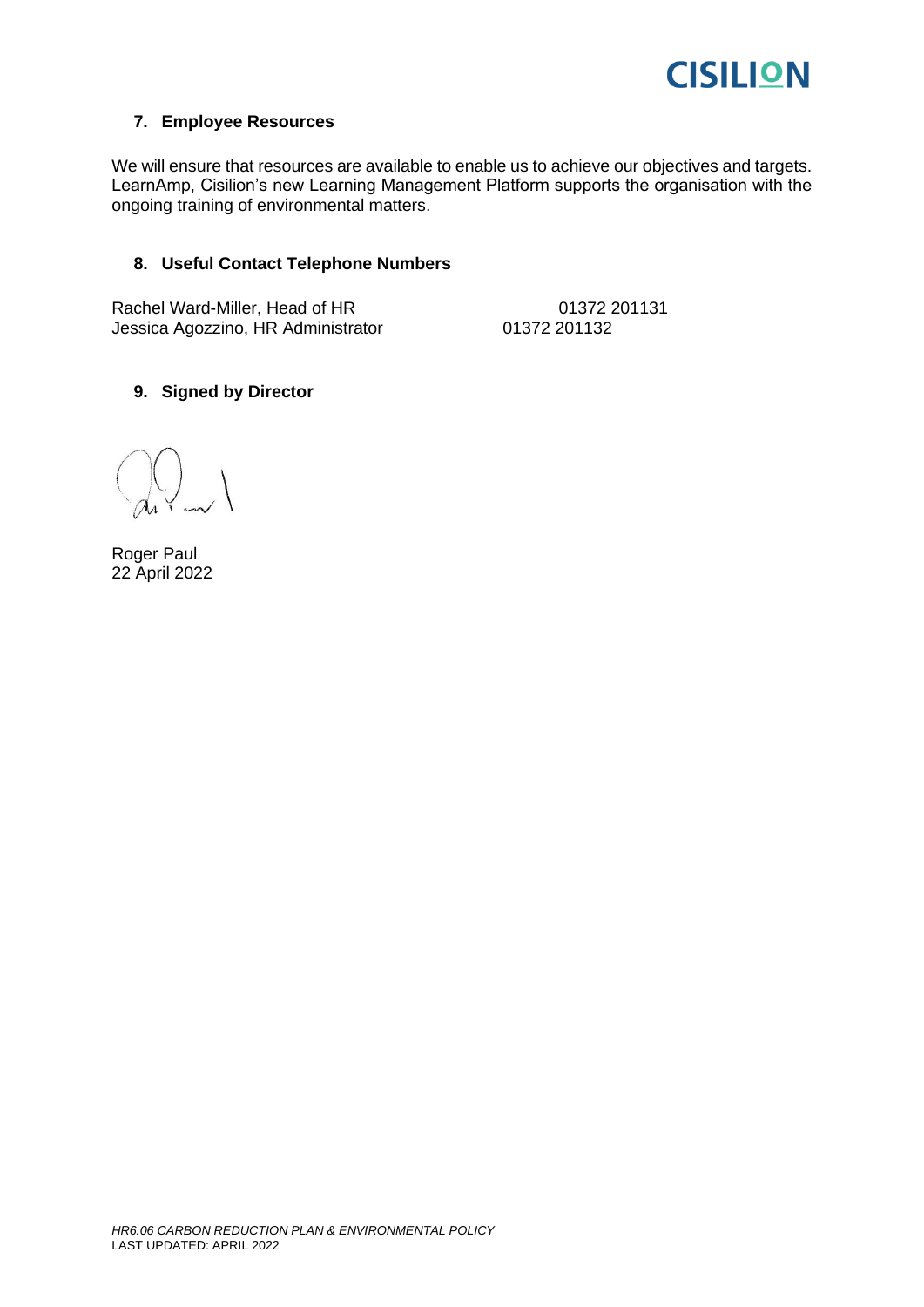## 7. Employee Resources

We will ensure that resources are available to enable us to achieve our objectives and targets. LearnAmp, Cisilion's new Learning Management Platform supports the organisation with the ongoing training of environmental matters.

## 8. Useful Contact Telephone Numbers

| | |
|---|---|
| Rachel Ward-Miller, Head of HR | 01372 201131 |
| Jessica Agozzino, HR Administrator | 01372 201132 |

## 9. Signed by Director

Roger Paul
22 April 2022